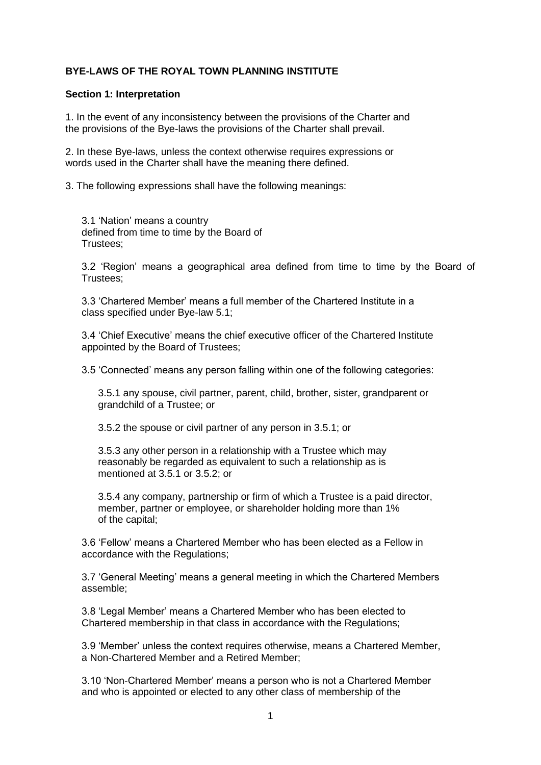**BYE-LAWS OF THE ROYAL TOWN PLANNING INSTITUTE**

**Section 1: Interpretation**

1. In the event of any inconsistency between the provisions of the Charter and the provisions of the Bye-laws the provisions of the Charter shall prevail.

2. In these Bye-laws, unless the context otherwise requires expressions or words used in the Charter shall have the meaning there defined.

3. The following expressions shall have the following meanings:

   3.1 'Nation' means a country defined from time to time by the Board of Trustees;

   3.2 'Region' means a geographical area defined from time to time by the Board of Trustees;

   3.3 'Chartered Member' means a full member of the Chartered Institute in a class specified under Bye-law 5.1;

   3.4 'Chief Executive' means the chief executive officer of the Chartered Institute appointed by the Board of Trustees;

   3.5 'Connected' means any person falling within one of the following categories:

      3.5.1 any spouse, civil partner, parent, child, brother, sister, grandparent or grandchild of a Trustee; or

      3.5.2 the spouse or civil partner of any person in 3.5.1; or

      3.5.3 any other person in a relationship with a Trustee which may reasonably be regarded as equivalent to such a relationship as is mentioned at 3.5.1 or 3.5.2; or

      3.5.4 any company, partnership or firm of which a Trustee is a paid director, member, partner or employee, or shareholder holding more than 1% of the capital;

   3.6 'Fellow' means a Chartered Member who has been elected as a Fellow in accordance with the Regulations;

   3.7 'General Meeting' means a general meeting in which the Chartered Members assemble;

   3.8 'Legal Member' means a Chartered Member who has been elected to Chartered membership in that class in accordance with the Regulations;

   3.9 'Member' unless the context requires otherwise, means a Chartered Member, a Non-Chartered Member and a Retired Member;

   3.10 'Non-Chartered Member' means a person who is not a Chartered Member and who is appointed or elected to any other class of membership of the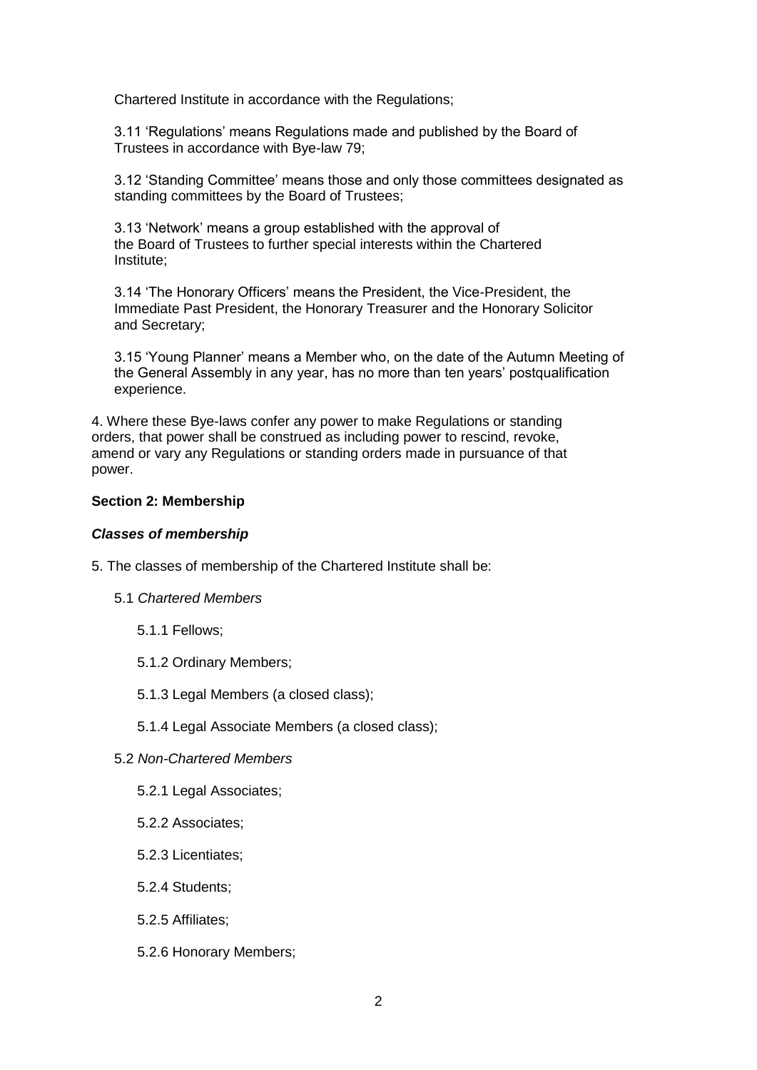Chartered Institute in accordance with the Regulations;

3.11 'Regulations' means Regulations made and published by the Board of Trustees in accordance with Bye-law 79;

3.12 'Standing Committee' means those and only those committees designated as standing committees by the Board of Trustees;

3.13 'Network' means a group established with the approval of the Board of Trustees to further special interests within the Chartered Institute;

3.14 'The Honorary Officers' means the President, the Vice-President, the Immediate Past President, the Honorary Treasurer and the Honorary Solicitor and Secretary;

3.15 'Young Planner' means a Member who, on the date of the Autumn Meeting of the General Assembly in any year, has no more than ten years' postqualification experience.

4. Where these Bye-laws confer any power to make Regulations or standing orders, that power shall be construed as including power to rescind, revoke, amend or vary any Regulations or standing orders made in pursuance of that power.

**Section 2: Membership**

***Classes of membership***

5. The classes of membership of the Chartered Institute shall be:

5.1 *Chartered Members*

5.1.1 Fellows;

5.1.2 Ordinary Members;

5.1.3 Legal Members (a closed class);

5.1.4 Legal Associate Members (a closed class);

5.2 *Non-Chartered Members*

5.2.1 Legal Associates;

5.2.2 Associates;

5.2.3 Licentiates;

5.2.4 Students;

5.2.5 Affiliates;

5.2.6 Honorary Members;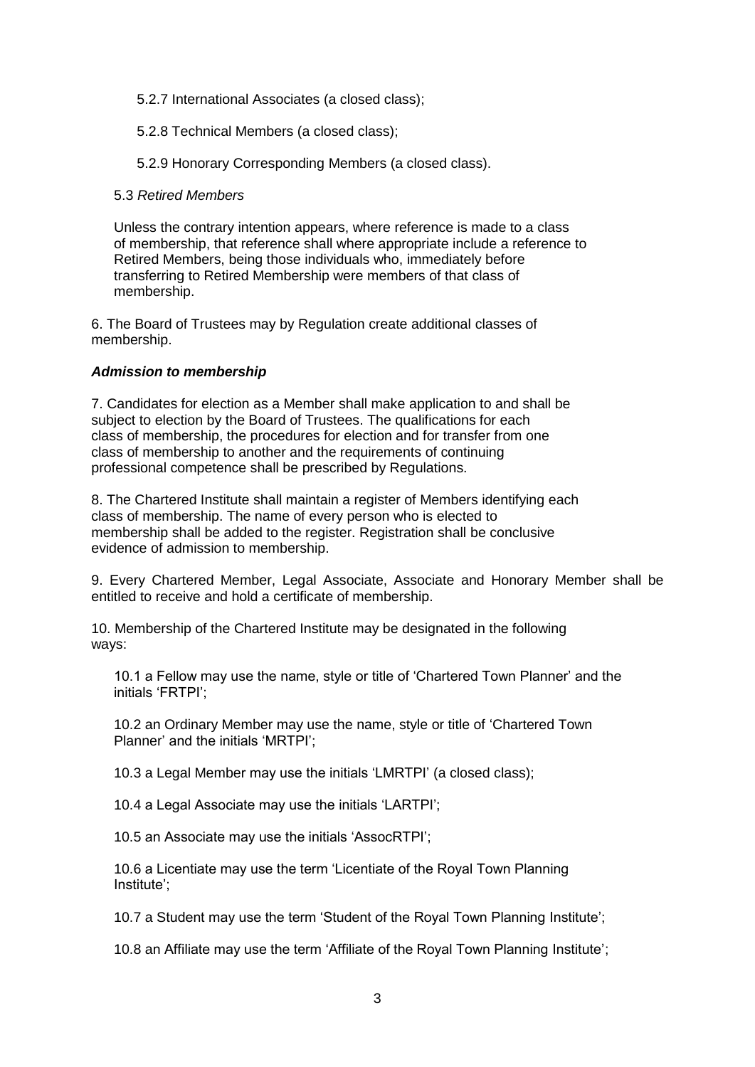5.2.7 International Associates (a closed class);

5.2.8 Technical Members (a closed class);

5.2.9 Honorary Corresponding Members (a closed class).

5.3 *Retired Members*

Unless the contrary intention appears, where reference is made to a class of membership, that reference shall where appropriate include a reference to Retired Members, being those individuals who, immediately before transferring to Retired Membership were members of that class of membership.

6. The Board of Trustees may by Regulation create additional classes of membership.

***Admission to membership***

7. Candidates for election as a Member shall make application to and shall be subject to election by the Board of Trustees. The qualifications for each class of membership, the procedures for election and for transfer from one class of membership to another and the requirements of continuing professional competence shall be prescribed by Regulations.

8. The Chartered Institute shall maintain a register of Members identifying each class of membership. The name of every person who is elected to membership shall be added to the register. Registration shall be conclusive evidence of admission to membership.

9. Every Chartered Member, Legal Associate, Associate and Honorary Member shall be entitled to receive and hold a certificate of membership.

10. Membership of the Chartered Institute may be designated in the following ways:

10.1 a Fellow may use the name, style or title of 'Chartered Town Planner' and the initials 'FRTPI';

10.2 an Ordinary Member may use the name, style or title of 'Chartered Town Planner' and the initials 'MRTPI';

10.3 a Legal Member may use the initials 'LMRTPI' (a closed class);

10.4 a Legal Associate may use the initials 'LARTPI';

10.5 an Associate may use the initials 'AssocRTPI';

10.6 a Licentiate may use the term 'Licentiate of the Royal Town Planning Institute';

10.7 a Student may use the term 'Student of the Royal Town Planning Institute';

10.8 an Affiliate may use the term 'Affiliate of the Royal Town Planning Institute';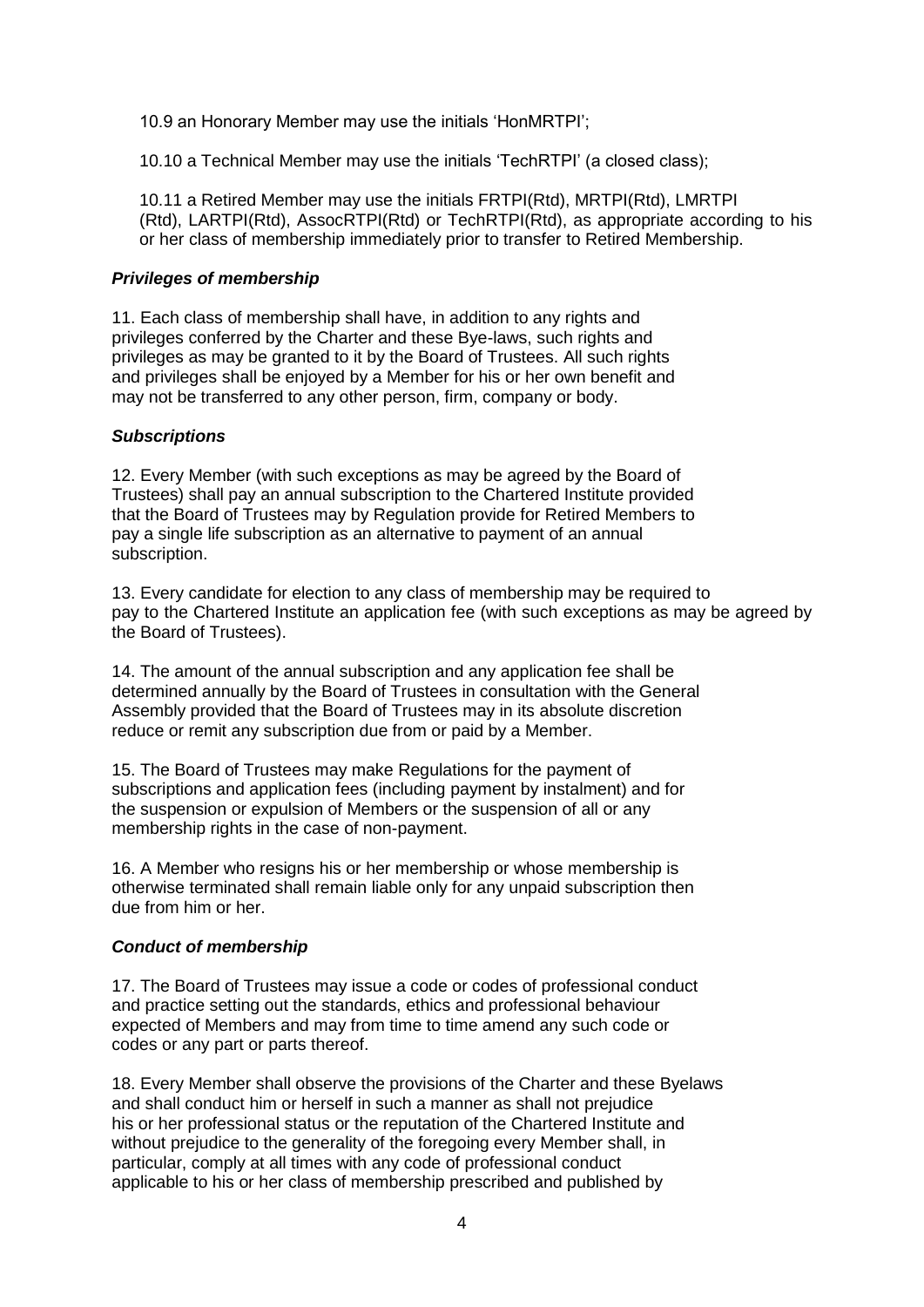10.9 an Honorary Member may use the initials 'HonMRTPI';

10.10 a Technical Member may use the initials 'TechRTPI' (a closed class);

10.11 a Retired Member may use the initials FRTPI(Rtd), MRTPI(Rtd), LMRTPI (Rtd), LARTPI(Rtd), AssocRTPI(Rtd) or TechRTPI(Rtd), as appropriate according to his or her class of membership immediately prior to transfer to Retired Membership.

### ***Privileges of membership***

11. Each class of membership shall have, in addition to any rights and privileges conferred by the Charter and these Bye-laws, such rights and privileges as may be granted to it by the Board of Trustees. All such rights and privileges shall be enjoyed by a Member for his or her own benefit and may not be transferred to any other person, firm, company or body.

### ***Subscriptions***

12. Every Member (with such exceptions as may be agreed by the Board of Trustees) shall pay an annual subscription to the Chartered Institute provided that the Board of Trustees may by Regulation provide for Retired Members to pay a single life subscription as an alternative to payment of an annual subscription.

13. Every candidate for election to any class of membership may be required to pay to the Chartered Institute an application fee (with such exceptions as may be agreed by the Board of Trustees).

14. The amount of the annual subscription and any application fee shall be determined annually by the Board of Trustees in consultation with the General Assembly provided that the Board of Trustees may in its absolute discretion reduce or remit any subscription due from or paid by a Member.

15. The Board of Trustees may make Regulations for the payment of subscriptions and application fees (including payment by instalment) and for the suspension or expulsion of Members or the suspension of all or any membership rights in the case of non-payment.

16. A Member who resigns his or her membership or whose membership is otherwise terminated shall remain liable only for any unpaid subscription then due from him or her.

### ***Conduct of membership***

17. The Board of Trustees may issue a code or codes of professional conduct and practice setting out the standards, ethics and professional behaviour expected of Members and may from time to time amend any such code or codes or any part or parts thereof.

18. Every Member shall observe the provisions of the Charter and these Byelaws and shall conduct him or herself in such a manner as shall not prejudice his or her professional status or the reputation of the Chartered Institute and without prejudice to the generality of the foregoing every Member shall, in particular, comply at all times with any code of professional conduct applicable to his or her class of membership prescribed and published by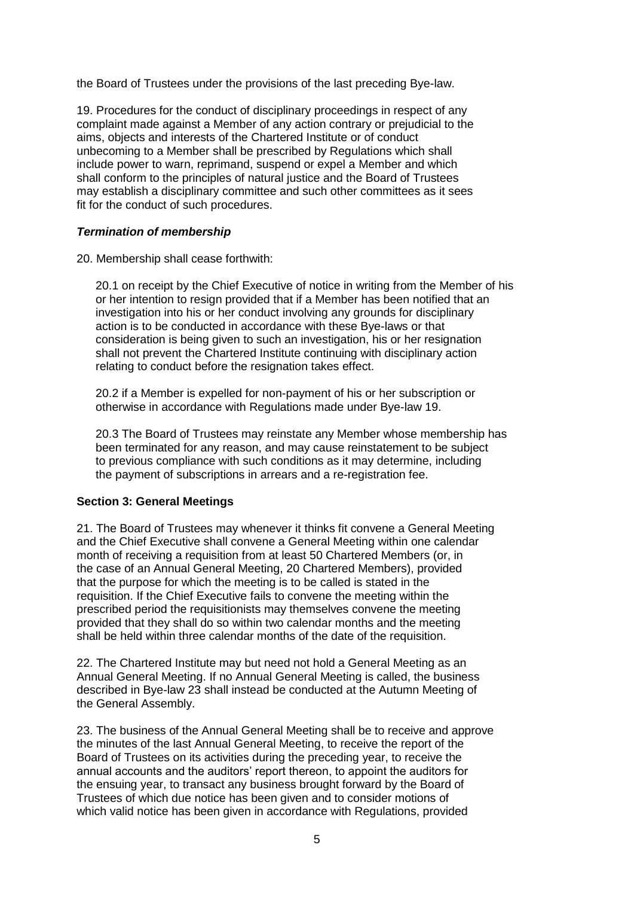the Board of Trustees under the provisions of the last preceding Bye-law.

19. Procedures for the conduct of disciplinary proceedings in respect of any complaint made against a Member of any action contrary or prejudicial to the aims, objects and interests of the Chartered Institute or of conduct unbecoming to a Member shall be prescribed by Regulations which shall include power to warn, reprimand, suspend or expel a Member and which shall conform to the principles of natural justice and the Board of Trustees may establish a disciplinary committee and such other committees as it sees fit for the conduct of such procedures.

***Termination of membership***

20. Membership shall cease forthwith:

20.1 on receipt by the Chief Executive of notice in writing from the Member of his or her intention to resign provided that if a Member has been notified that an investigation into his or her conduct involving any grounds for disciplinary action is to be conducted in accordance with these Bye-laws or that consideration is being given to such an investigation, his or her resignation shall not prevent the Chartered Institute continuing with disciplinary action relating to conduct before the resignation takes effect.

20.2 if a Member is expelled for non-payment of his or her subscription or otherwise in accordance with Regulations made under Bye-law 19.

20.3 The Board of Trustees may reinstate any Member whose membership has been terminated for any reason, and may cause reinstatement to be subject to previous compliance with such conditions as it may determine, including the payment of subscriptions in arrears and a re-registration fee.

**Section 3: General Meetings**

21. The Board of Trustees may whenever it thinks fit convene a General Meeting and the Chief Executive shall convene a General Meeting within one calendar month of receiving a requisition from at least 50 Chartered Members (or, in the case of an Annual General Meeting, 20 Chartered Members), provided that the purpose for which the meeting is to be called is stated in the requisition. If the Chief Executive fails to convene the meeting within the prescribed period the requisitionists may themselves convene the meeting provided that they shall do so within two calendar months and the meeting shall be held within three calendar months of the date of the requisition.

22. The Chartered Institute may but need not hold a General Meeting as an Annual General Meeting. If no Annual General Meeting is called, the business described in Bye-law 23 shall instead be conducted at the Autumn Meeting of the General Assembly.

23. The business of the Annual General Meeting shall be to receive and approve the minutes of the last Annual General Meeting, to receive the report of the Board of Trustees on its activities during the preceding year, to receive the annual accounts and the auditors' report thereon, to appoint the auditors for the ensuing year, to transact any business brought forward by the Board of Trustees of which due notice has been given and to consider motions of which valid notice has been given in accordance with Regulations, provided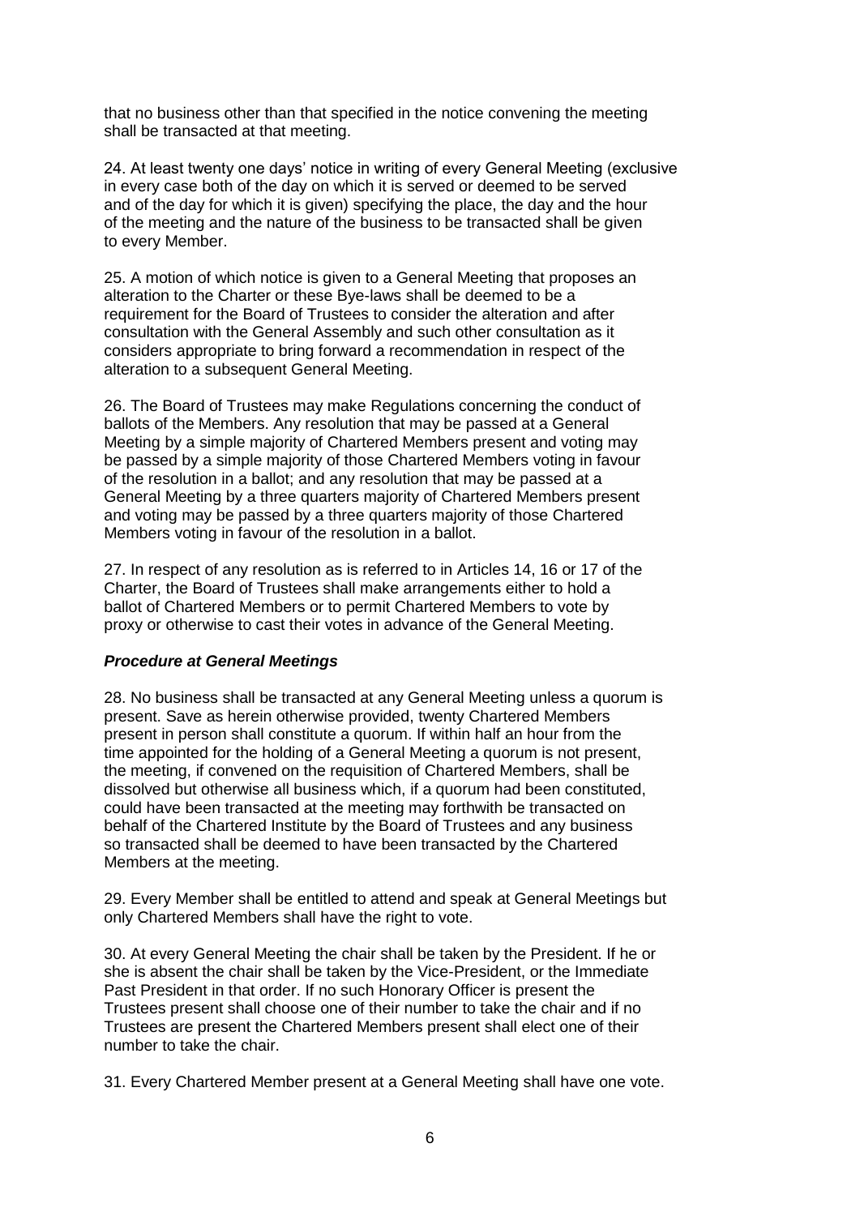that no business other than that specified in the notice convening the meeting shall be transacted at that meeting.

24. At least twenty one days' notice in writing of every General Meeting (exclusive in every case both of the day on which it is served or deemed to be served and of the day for which it is given) specifying the place, the day and the hour of the meeting and the nature of the business to be transacted shall be given to every Member.

25. A motion of which notice is given to a General Meeting that proposes an alteration to the Charter or these Bye-laws shall be deemed to be a requirement for the Board of Trustees to consider the alteration and after consultation with the General Assembly and such other consultation as it considers appropriate to bring forward a recommendation in respect of the alteration to a subsequent General Meeting.

26. The Board of Trustees may make Regulations concerning the conduct of ballots of the Members. Any resolution that may be passed at a General Meeting by a simple majority of Chartered Members present and voting may be passed by a simple majority of those Chartered Members voting in favour of the resolution in a ballot; and any resolution that may be passed at a General Meeting by a three quarters majority of Chartered Members present and voting may be passed by a three quarters majority of those Chartered Members voting in favour of the resolution in a ballot.

27. In respect of any resolution as is referred to in Articles 14, 16 or 17 of the Charter, the Board of Trustees shall make arrangements either to hold a ballot of Chartered Members or to permit Chartered Members to vote by proxy or otherwise to cast their votes in advance of the General Meeting.

***Procedure at General Meetings***

28. No business shall be transacted at any General Meeting unless a quorum is present. Save as herein otherwise provided, twenty Chartered Members present in person shall constitute a quorum. If within half an hour from the time appointed for the holding of a General Meeting a quorum is not present, the meeting, if convened on the requisition of Chartered Members, shall be dissolved but otherwise all business which, if a quorum had been constituted, could have been transacted at the meeting may forthwith be transacted on behalf of the Chartered Institute by the Board of Trustees and any business so transacted shall be deemed to have been transacted by the Chartered Members at the meeting.

29. Every Member shall be entitled to attend and speak at General Meetings but only Chartered Members shall have the right to vote.

30. At every General Meeting the chair shall be taken by the President. If he or she is absent the chair shall be taken by the Vice-President, or the Immediate Past President in that order. If no such Honorary Officer is present the Trustees present shall choose one of their number to take the chair and if no Trustees are present the Chartered Members present shall elect one of their number to take the chair.

31. Every Chartered Member present at a General Meeting shall have one vote.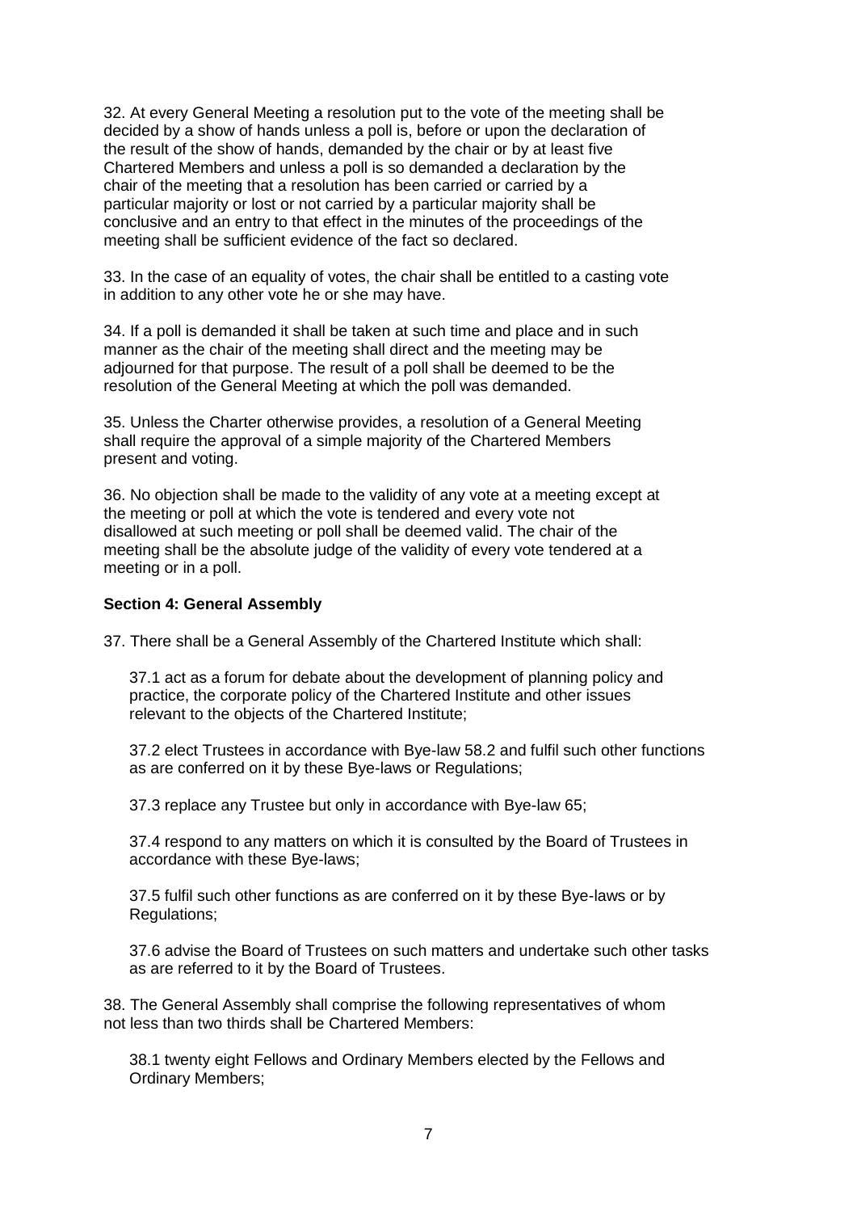32. At every General Meeting a resolution put to the vote of the meeting shall be decided by a show of hands unless a poll is, before or upon the declaration of the result of the show of hands, demanded by the chair or by at least five Chartered Members and unless a poll is so demanded a declaration by the chair of the meeting that a resolution has been carried or carried by a particular majority or lost or not carried by a particular majority shall be conclusive and an entry to that effect in the minutes of the proceedings of the meeting shall be sufficient evidence of the fact so declared.

33. In the case of an equality of votes, the chair shall be entitled to a casting vote in addition to any other vote he or she may have.

34. If a poll is demanded it shall be taken at such time and place and in such manner as the chair of the meeting shall direct and the meeting may be adjourned for that purpose. The result of a poll shall be deemed to be the resolution of the General Meeting at which the poll was demanded.

35. Unless the Charter otherwise provides, a resolution of a General Meeting shall require the approval of a simple majority of the Chartered Members present and voting.

36. No objection shall be made to the validity of any vote at a meeting except at the meeting or poll at which the vote is tendered and every vote not disallowed at such meeting or poll shall be deemed valid. The chair of the meeting shall be the absolute judge of the validity of every vote tendered at a meeting or in a poll.

**Section 4: General Assembly**

37. There shall be a General Assembly of the Chartered Institute which shall:

37.1 act as a forum for debate about the development of planning policy and practice, the corporate policy of the Chartered Institute and other issues relevant to the objects of the Chartered Institute;

37.2 elect Trustees in accordance with Bye-law 58.2 and fulfil such other functions as are conferred on it by these Bye-laws or Regulations;

37.3 replace any Trustee but only in accordance with Bye-law 65;

37.4 respond to any matters on which it is consulted by the Board of Trustees in accordance with these Bye-laws;

37.5 fulfil such other functions as are conferred on it by these Bye-laws or by Regulations;

37.6 advise the Board of Trustees on such matters and undertake such other tasks as are referred to it by the Board of Trustees.

38. The General Assembly shall comprise the following representatives of whom not less than two thirds shall be Chartered Members:

38.1 twenty eight Fellows and Ordinary Members elected by the Fellows and Ordinary Members;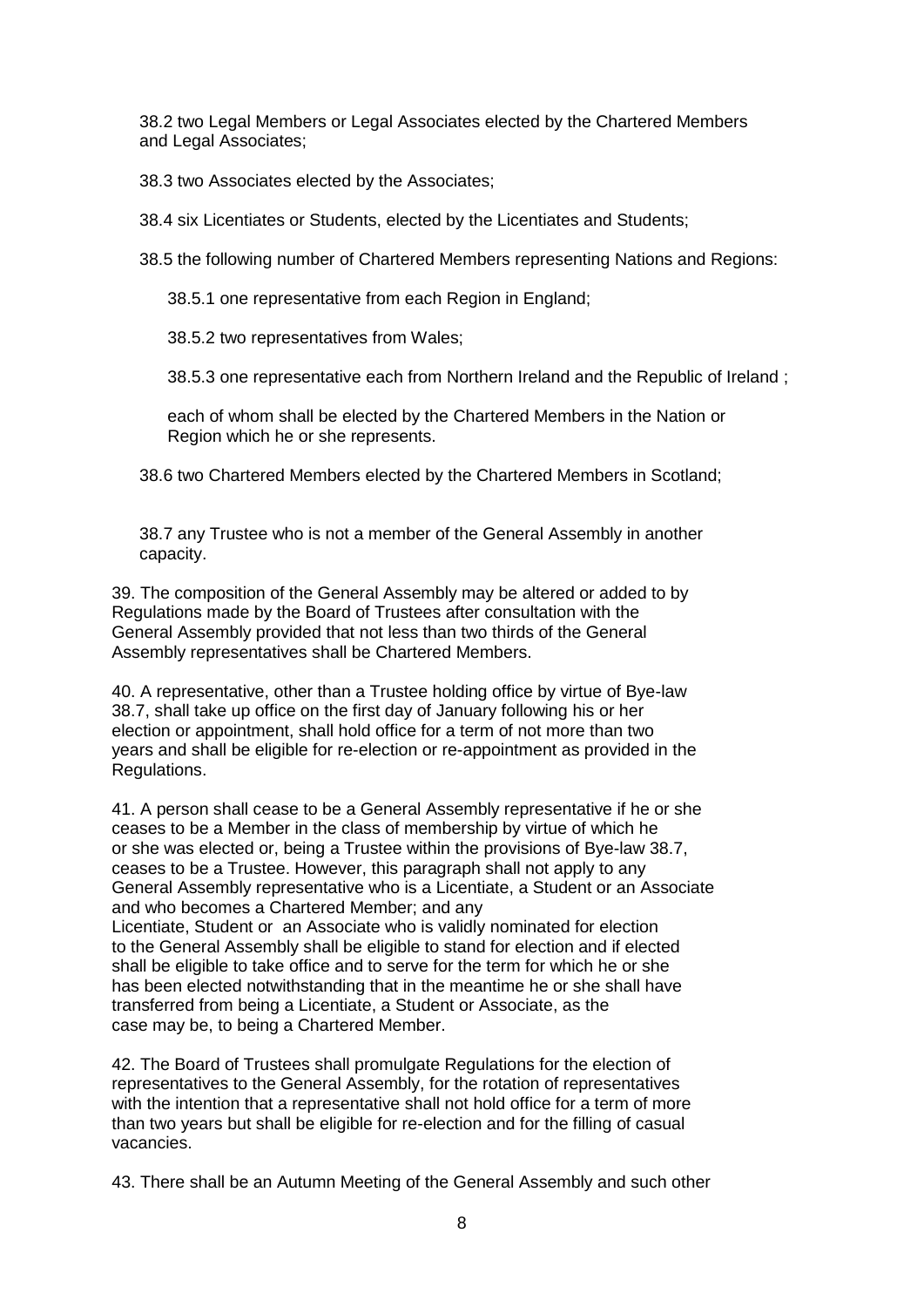38.2 two Legal Members or Legal Associates elected by the Chartered Members and Legal Associates;

38.3 two Associates elected by the Associates;

38.4 six Licentiates or Students, elected by the Licentiates and Students;

38.5 the following number of Chartered Members representing Nations and Regions:

38.5.1 one representative from each Region in England;

38.5.2 two representatives from Wales;

38.5.3 one representative each from Northern Ireland and the Republic of Ireland ;

each of whom shall be elected by the Chartered Members in the Nation or Region which he or she represents.

38.6 two Chartered Members elected by the Chartered Members in Scotland;

38.7 any Trustee who is not a member of the General Assembly in another capacity.

39. The composition of the General Assembly may be altered or added to by Regulations made by the Board of Trustees after consultation with the General Assembly provided that not less than two thirds of the General Assembly representatives shall be Chartered Members.

40. A representative, other than a Trustee holding office by virtue of Bye-law 38.7, shall take up office on the first day of January following his or her election or appointment, shall hold office for a term of not more than two years and shall be eligible for re-election or re-appointment as provided in the Regulations.

41. A person shall cease to be a General Assembly representative if he or she ceases to be a Member in the class of membership by virtue of which he or she was elected or, being a Trustee within the provisions of Bye-law 38.7, ceases to be a Trustee. However, this paragraph shall not apply to any General Assembly representative who is a Licentiate, a Student or an Associate and who becomes a Chartered Member; and any Licentiate, Student or an Associate who is validly nominated for election to the General Assembly shall be eligible to stand for election and if elected shall be eligible to take office and to serve for the term for which he or she has been elected notwithstanding that in the meantime he or she shall have transferred from being a Licentiate, a Student or Associate, as the case may be, to being a Chartered Member.

42. The Board of Trustees shall promulgate Regulations for the election of representatives to the General Assembly, for the rotation of representatives with the intention that a representative shall not hold office for a term of more than two years but shall be eligible for re-election and for the filling of casual vacancies.

43. There shall be an Autumn Meeting of the General Assembly and such other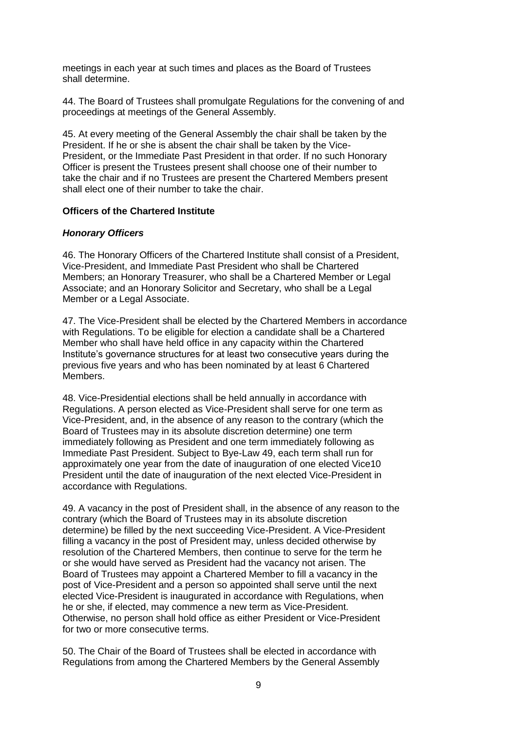meetings in each year at such times and places as the Board of Trustees shall determine.

44. The Board of Trustees shall promulgate Regulations for the convening of and proceedings at meetings of the General Assembly.

45. At every meeting of the General Assembly the chair shall be taken by the President. If he or she is absent the chair shall be taken by the Vice-President, or the Immediate Past President in that order. If no such Honorary Officer is present the Trustees present shall choose one of their number to take the chair and if no Trustees are present the Chartered Members present shall elect one of their number to take the chair.

**Officers of the Chartered Institute**

***Honorary Officers***

46. The Honorary Officers of the Chartered Institute shall consist of a President, Vice-President, and Immediate Past President who shall be Chartered Members; an Honorary Treasurer, who shall be a Chartered Member or Legal Associate; and an Honorary Solicitor and Secretary, who shall be a Legal Member or a Legal Associate.

47. The Vice-President shall be elected by the Chartered Members in accordance with Regulations. To be eligible for election a candidate shall be a Chartered Member who shall have held office in any capacity within the Chartered Institute's governance structures for at least two consecutive years during the previous five years and who has been nominated by at least 6 Chartered Members.

48. Vice-Presidential elections shall be held annually in accordance with Regulations. A person elected as Vice-President shall serve for one term as Vice-President, and, in the absence of any reason to the contrary (which the Board of Trustees may in its absolute discretion determine) one term immediately following as President and one term immediately following as Immediate Past President. Subject to Bye-Law 49, each term shall run for approximately one year from the date of inauguration of one elected Vice10 President until the date of inauguration of the next elected Vice-President in accordance with Regulations.

49. A vacancy in the post of President shall, in the absence of any reason to the contrary (which the Board of Trustees may in its absolute discretion determine) be filled by the next succeeding Vice-President. A Vice-President filling a vacancy in the post of President may, unless decided otherwise by resolution of the Chartered Members, then continue to serve for the term he or she would have served as President had the vacancy not arisen. The Board of Trustees may appoint a Chartered Member to fill a vacancy in the post of Vice-President and a person so appointed shall serve until the next elected Vice-President is inaugurated in accordance with Regulations, when he or she, if elected, may commence a new term as Vice-President. Otherwise, no person shall hold office as either President or Vice-President for two or more consecutive terms.

50. The Chair of the Board of Trustees shall be elected in accordance with Regulations from among the Chartered Members by the General Assembly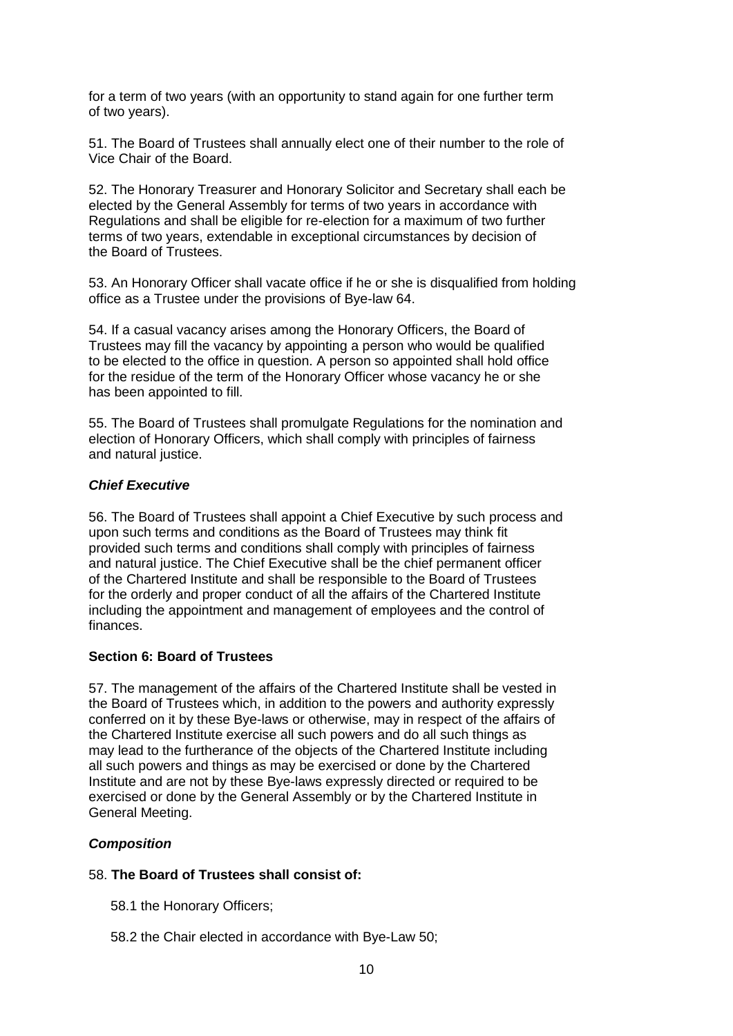for a term of two years (with an opportunity to stand again for one further term of two years).

51. The Board of Trustees shall annually elect one of their number to the role of Vice Chair of the Board.

52. The Honorary Treasurer and Honorary Solicitor and Secretary shall each be elected by the General Assembly for terms of two years in accordance with Regulations and shall be eligible for re-election for a maximum of two further terms of two years, extendable in exceptional circumstances by decision of the Board of Trustees.

53. An Honorary Officer shall vacate office if he or she is disqualified from holding office as a Trustee under the provisions of Bye-law 64.

54. If a casual vacancy arises among the Honorary Officers, the Board of Trustees may fill the vacancy by appointing a person who would be qualified to be elected to the office in question. A person so appointed shall hold office for the residue of the term of the Honorary Officer whose vacancy he or she has been appointed to fill.

55. The Board of Trustees shall promulgate Regulations for the nomination and election of Honorary Officers, which shall comply with principles of fairness and natural justice.

***Chief Executive***

56. The Board of Trustees shall appoint a Chief Executive by such process and upon such terms and conditions as the Board of Trustees may think fit provided such terms and conditions shall comply with principles of fairness and natural justice. The Chief Executive shall be the chief permanent officer of the Chartered Institute and shall be responsible to the Board of Trustees for the orderly and proper conduct of all the affairs of the Chartered Institute including the appointment and management of employees and the control of finances.

**Section 6: Board of Trustees**

57. The management of the affairs of the Chartered Institute shall be vested in the Board of Trustees which, in addition to the powers and authority expressly conferred on it by these Bye-laws or otherwise, may in respect of the affairs of the Chartered Institute exercise all such powers and do all such things as may lead to the furtherance of the objects of the Chartered Institute including all such powers and things as may be exercised or done by the Chartered Institute and are not by these Bye-laws expressly directed or required to be exercised or done by the General Assembly or by the Chartered Institute in General Meeting.

***Composition***

58. **The Board of Trustees shall consist of:**

58.1 the Honorary Officers;

58.2 the Chair elected in accordance with Bye-Law 50;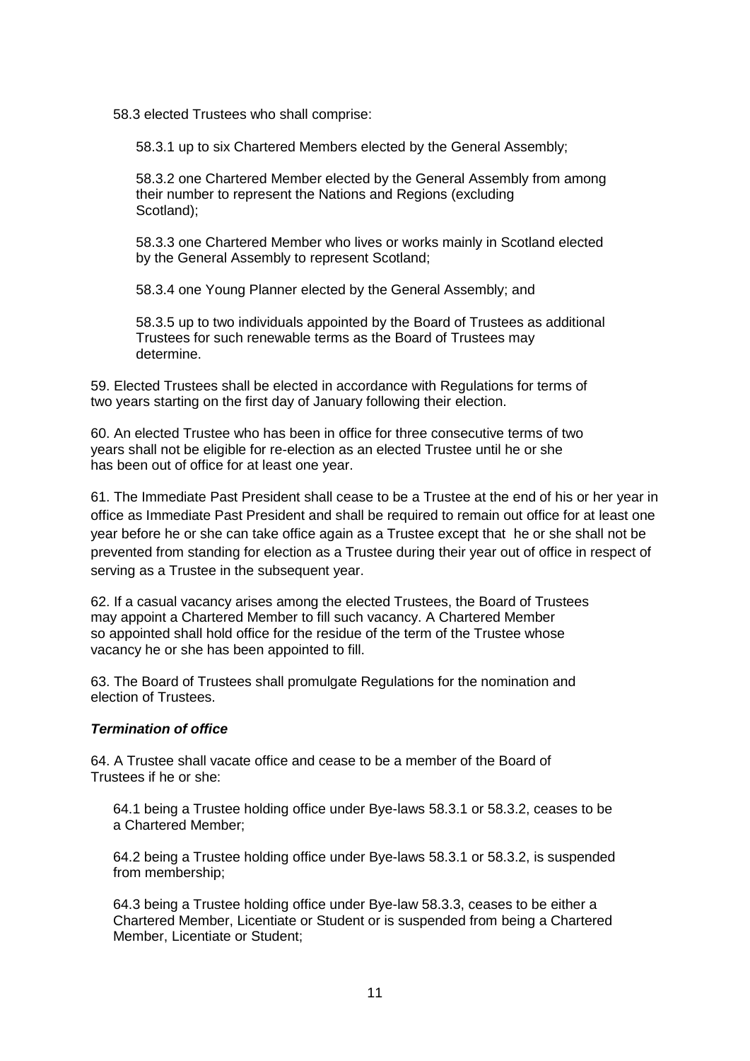58.3 elected Trustees who shall comprise:

58.3.1 up to six Chartered Members elected by the General Assembly;

58.3.2 one Chartered Member elected by the General Assembly from among their number to represent the Nations and Regions (excluding Scotland);

58.3.3 one Chartered Member who lives or works mainly in Scotland elected by the General Assembly to represent Scotland;

58.3.4 one Young Planner elected by the General Assembly; and

58.3.5 up to two individuals appointed by the Board of Trustees as additional Trustees for such renewable terms as the Board of Trustees may determine.

59. Elected Trustees shall be elected in accordance with Regulations for terms of two years starting on the first day of January following their election.

60. An elected Trustee who has been in office for three consecutive terms of two years shall not be eligible for re-election as an elected Trustee until he or she has been out of office for at least one year.

61. The Immediate Past President shall cease to be a Trustee at the end of his or her year in office as Immediate Past President and shall be required to remain out office for at least one year before he or she can take office again as a Trustee except that he or she shall not be prevented from standing for election as a Trustee during their year out of office in respect of serving as a Trustee in the subsequent year.

62. If a casual vacancy arises among the elected Trustees, the Board of Trustees may appoint a Chartered Member to fill such vacancy. A Chartered Member so appointed shall hold office for the residue of the term of the Trustee whose vacancy he or she has been appointed to fill.

63. The Board of Trustees shall promulgate Regulations for the nomination and election of Trustees.

***Termination of office***

64. A Trustee shall vacate office and cease to be a member of the Board of Trustees if he or she:

64.1 being a Trustee holding office under Bye-laws 58.3.1 or 58.3.2, ceases to be a Chartered Member;

64.2 being a Trustee holding office under Bye-laws 58.3.1 or 58.3.2, is suspended from membership;

64.3 being a Trustee holding office under Bye-law 58.3.3, ceases to be either a Chartered Member, Licentiate or Student or is suspended from being a Chartered Member, Licentiate or Student;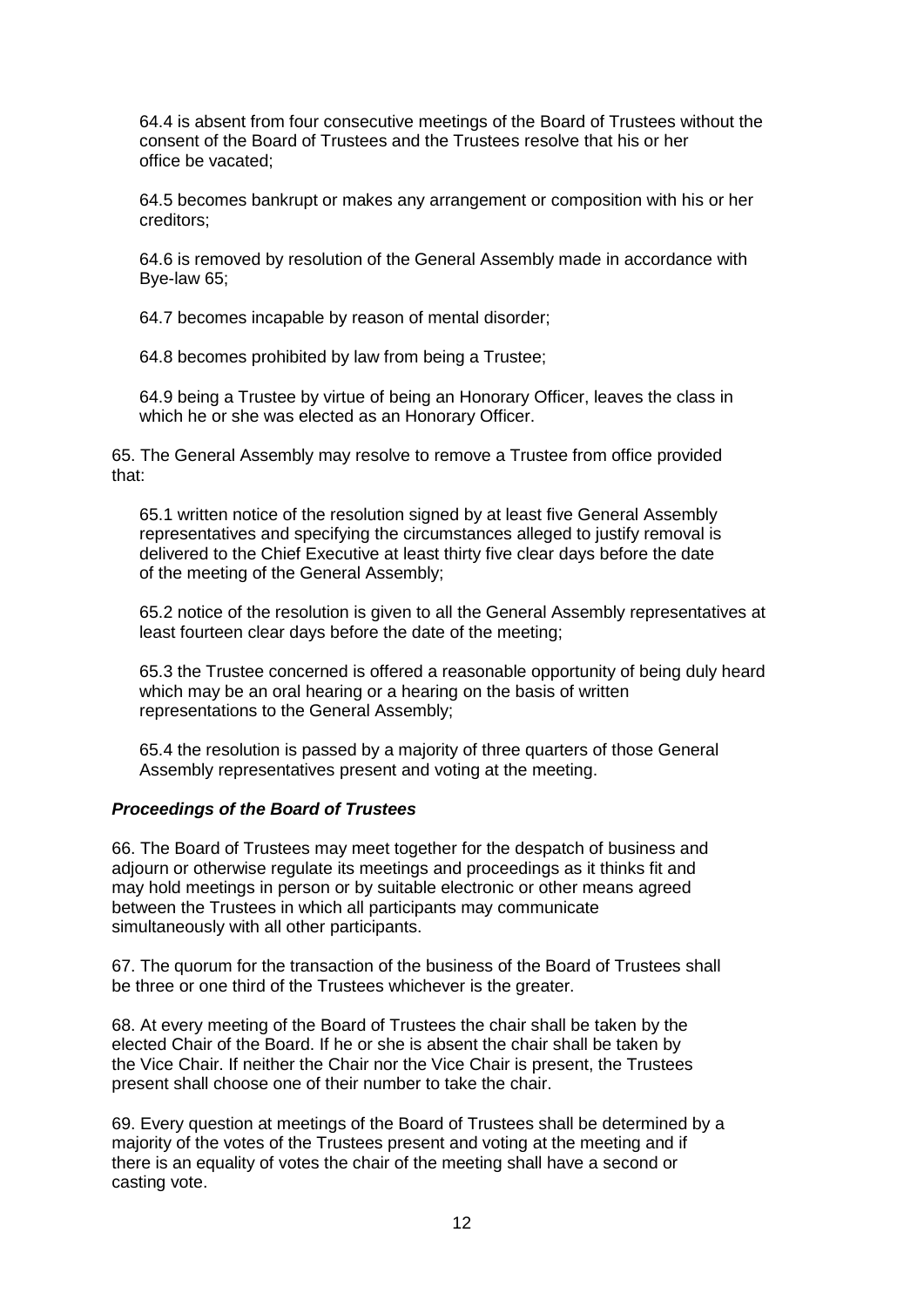64.4 is absent from four consecutive meetings of the Board of Trustees without the consent of the Board of Trustees and the Trustees resolve that his or her office be vacated;

64.5 becomes bankrupt or makes any arrangement or composition with his or her creditors;

64.6 is removed by resolution of the General Assembly made in accordance with Bye-law 65;

64.7 becomes incapable by reason of mental disorder;

64.8 becomes prohibited by law from being a Trustee;

64.9 being a Trustee by virtue of being an Honorary Officer, leaves the class in which he or she was elected as an Honorary Officer.

65. The General Assembly may resolve to remove a Trustee from office provided that:

65.1 written notice of the resolution signed by at least five General Assembly representatives and specifying the circumstances alleged to justify removal is delivered to the Chief Executive at least thirty five clear days before the date of the meeting of the General Assembly;

65.2 notice of the resolution is given to all the General Assembly representatives at least fourteen clear days before the date of the meeting;

65.3 the Trustee concerned is offered a reasonable opportunity of being duly heard which may be an oral hearing or a hearing on the basis of written representations to the General Assembly;

65.4 the resolution is passed by a majority of three quarters of those General Assembly representatives present and voting at the meeting.

### ***Proceedings of the Board of Trustees***

66. The Board of Trustees may meet together for the despatch of business and adjourn or otherwise regulate its meetings and proceedings as it thinks fit and may hold meetings in person or by suitable electronic or other means agreed between the Trustees in which all participants may communicate simultaneously with all other participants.

67. The quorum for the transaction of the business of the Board of Trustees shall be three or one third of the Trustees whichever is the greater.

68. At every meeting of the Board of Trustees the chair shall be taken by the elected Chair of the Board. If he or she is absent the chair shall be taken by the Vice Chair. If neither the Chair nor the Vice Chair is present, the Trustees present shall choose one of their number to take the chair.

69. Every question at meetings of the Board of Trustees shall be determined by a majority of the votes of the Trustees present and voting at the meeting and if there is an equality of votes the chair of the meeting shall have a second or casting vote.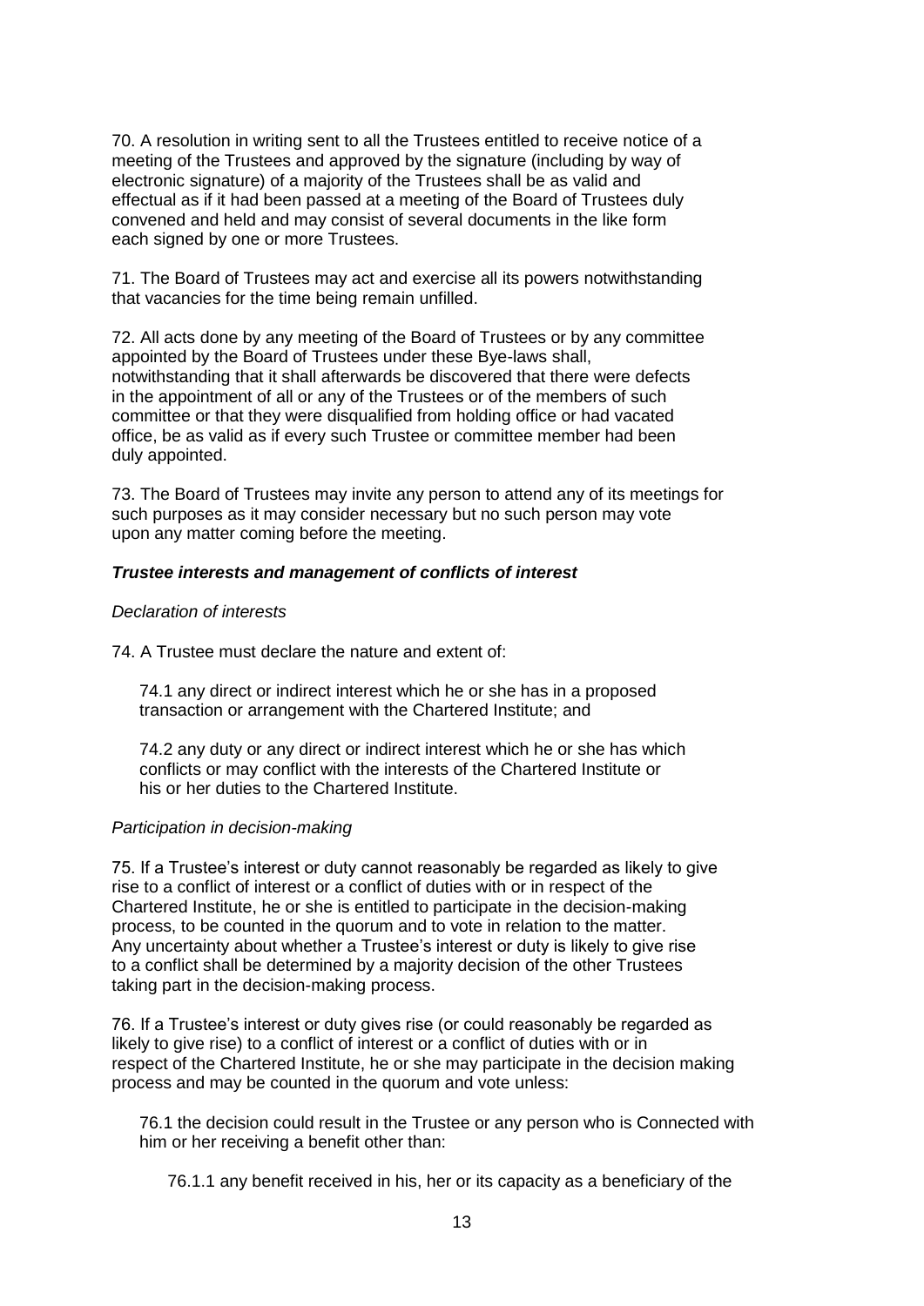70. A resolution in writing sent to all the Trustees entitled to receive notice of a meeting of the Trustees and approved by the signature (including by way of electronic signature) of a majority of the Trustees shall be as valid and effectual as if it had been passed at a meeting of the Board of Trustees duly convened and held and may consist of several documents in the like form each signed by one or more Trustees.

71. The Board of Trustees may act and exercise all its powers notwithstanding that vacancies for the time being remain unfilled.

72. All acts done by any meeting of the Board of Trustees or by any committee appointed by the Board of Trustees under these Bye-laws shall, notwithstanding that it shall afterwards be discovered that there were defects in the appointment of all or any of the Trustees or of the members of such committee or that they were disqualified from holding office or had vacated office, be as valid as if every such Trustee or committee member had been duly appointed.

73. The Board of Trustees may invite any person to attend any of its meetings for such purposes as it may consider necessary but no such person may vote upon any matter coming before the meeting.

***Trustee interests and management of conflicts of interest***

*Declaration of interests*

74. A Trustee must declare the nature and extent of:

74.1 any direct or indirect interest which he or she has in a proposed transaction or arrangement with the Chartered Institute; and

74.2 any duty or any direct or indirect interest which he or she has which conflicts or may conflict with the interests of the Chartered Institute or his or her duties to the Chartered Institute.

*Participation in decision-making*

75. If a Trustee's interest or duty cannot reasonably be regarded as likely to give rise to a conflict of interest or a conflict of duties with or in respect of the Chartered Institute, he or she is entitled to participate in the decision-making process, to be counted in the quorum and to vote in relation to the matter. Any uncertainty about whether a Trustee's interest or duty is likely to give rise to a conflict shall be determined by a majority decision of the other Trustees taking part in the decision-making process.

76. If a Trustee's interest or duty gives rise (or could reasonably be regarded as likely to give rise) to a conflict of interest or a conflict of duties with or in respect of the Chartered Institute, he or she may participate in the decision making process and may be counted in the quorum and vote unless:

76.1 the decision could result in the Trustee or any person who is Connected with him or her receiving a benefit other than:

76.1.1 any benefit received in his, her or its capacity as a beneficiary of the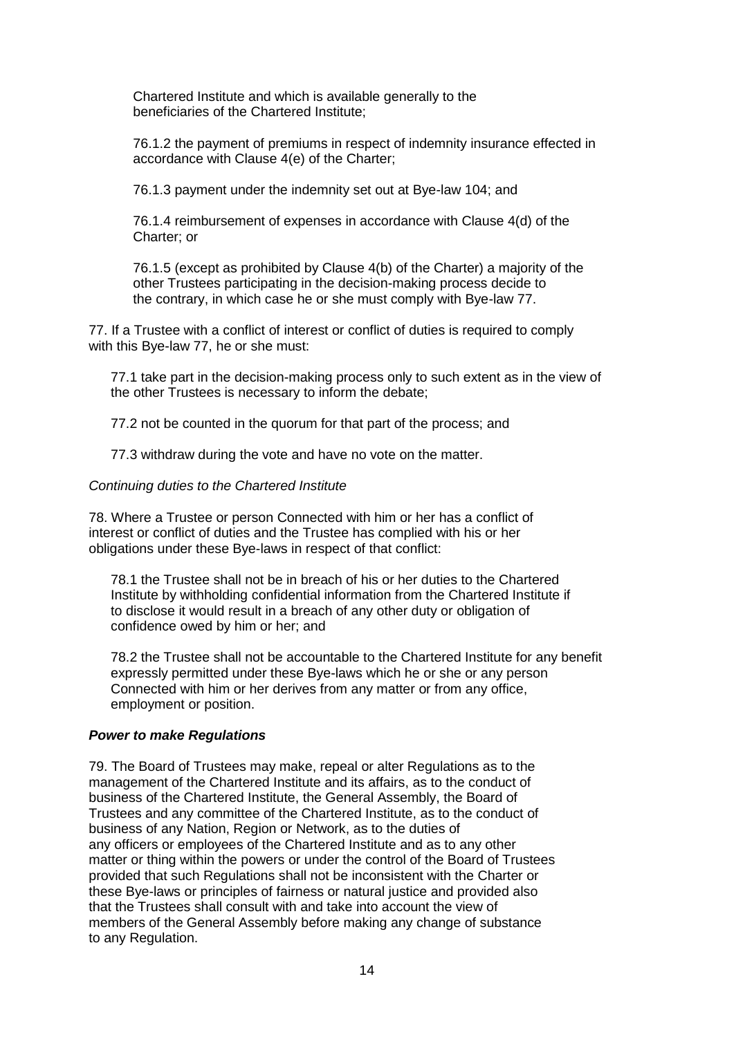Chartered Institute and which is available generally to the beneficiaries of the Chartered Institute;

76.1.2 the payment of premiums in respect of indemnity insurance effected in accordance with Clause 4(e) of the Charter;

76.1.3 payment under the indemnity set out at Bye-law 104; and

76.1.4 reimbursement of expenses in accordance with Clause 4(d) of the Charter; or

76.1.5 (except as prohibited by Clause 4(b) of the Charter) a majority of the other Trustees participating in the decision-making process decide to the contrary, in which case he or she must comply with Bye-law 77.

77. If a Trustee with a conflict of interest or conflict of duties is required to comply with this Bye-law 77, he or she must:

77.1 take part in the decision-making process only to such extent as in the view of the other Trustees is necessary to inform the debate;

77.2 not be counted in the quorum for that part of the process; and

77.3 withdraw during the vote and have no vote on the matter.

*Continuing duties to the Chartered Institute*

78. Where a Trustee or person Connected with him or her has a conflict of interest or conflict of duties and the Trustee has complied with his or her obligations under these Bye-laws in respect of that conflict:

78.1 the Trustee shall not be in breach of his or her duties to the Chartered Institute by withholding confidential information from the Chartered Institute if to disclose it would result in a breach of any other duty or obligation of confidence owed by him or her; and

78.2 the Trustee shall not be accountable to the Chartered Institute for any benefit expressly permitted under these Bye-laws which he or she or any person Connected with him or her derives from any matter or from any office, employment or position.

***Power to make Regulations***

79. The Board of Trustees may make, repeal or alter Regulations as to the management of the Chartered Institute and its affairs, as to the conduct of business of the Chartered Institute, the General Assembly, the Board of Trustees and any committee of the Chartered Institute, as to the conduct of business of any Nation, Region or Network, as to the duties of any officers or employees of the Chartered Institute and as to any other matter or thing within the powers or under the control of the Board of Trustees provided that such Regulations shall not be inconsistent with the Charter or these Bye-laws or principles of fairness or natural justice and provided also that the Trustees shall consult with and take into account the view of members of the General Assembly before making any change of substance to any Regulation.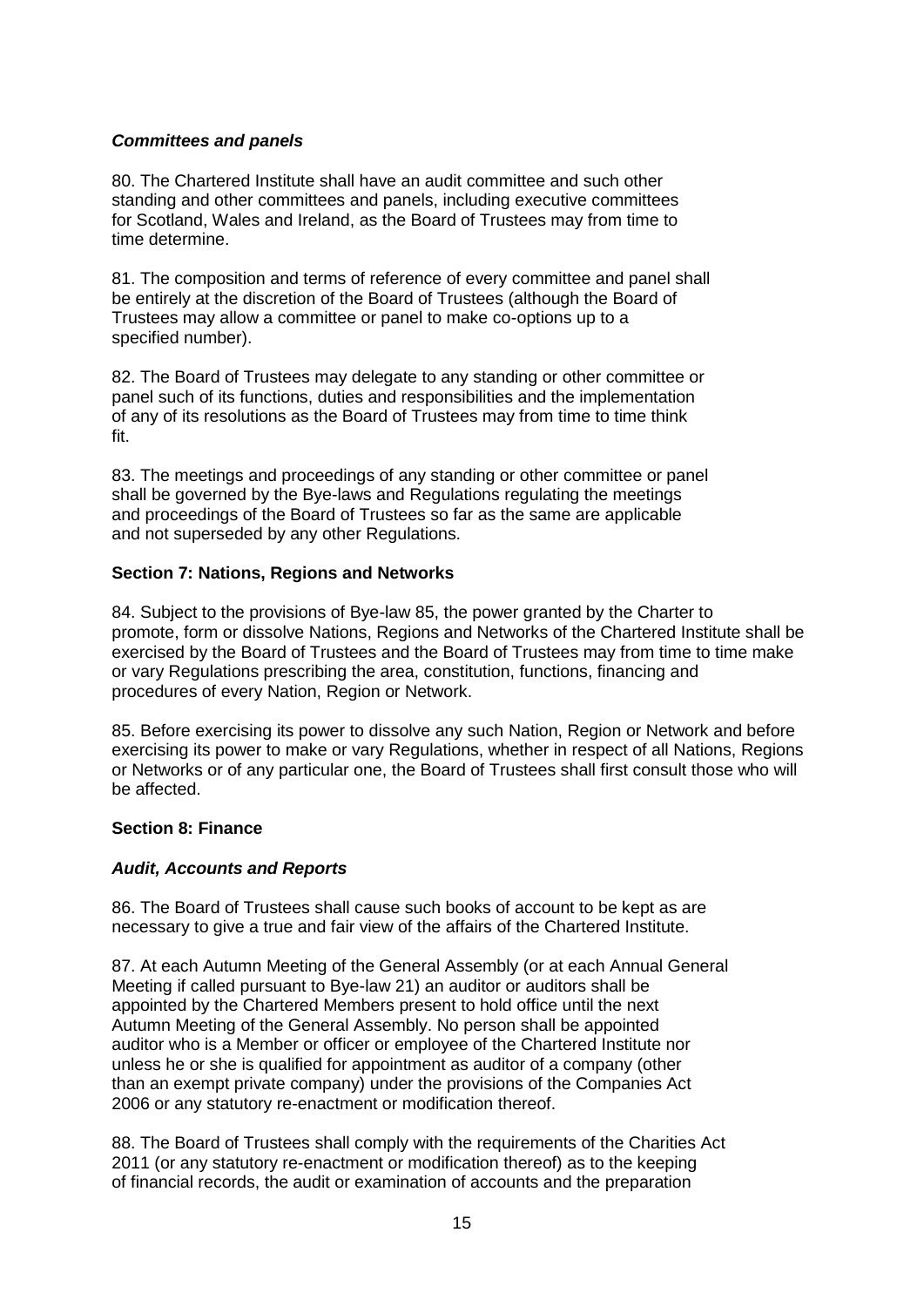### *Committees and panels*

80. The Chartered Institute shall have an audit committee and such other standing and other committees and panels, including executive committees for Scotland, Wales and Ireland, as the Board of Trustees may from time to time determine.

81. The composition and terms of reference of every committee and panel shall be entirely at the discretion of the Board of Trustees (although the Board of Trustees may allow a committee or panel to make co-options up to a specified number).

82. The Board of Trustees may delegate to any standing or other committee or panel such of its functions, duties and responsibilities and the implementation of any of its resolutions as the Board of Trustees may from time to time think fit.

83. The meetings and proceedings of any standing or other committee or panel shall be governed by the Bye-laws and Regulations regulating the meetings and proceedings of the Board of Trustees so far as the same are applicable and not superseded by any other Regulations.

## Section 7: Nations, Regions and Networks

84. Subject to the provisions of Bye-law 85, the power granted by the Charter to promote, form or dissolve Nations, Regions and Networks of the Chartered Institute shall be exercised by the Board of Trustees and the Board of Trustees may from time to time make or vary Regulations prescribing the area, constitution, functions, financing and procedures of every Nation, Region or Network.

85. Before exercising its power to dissolve any such Nation, Region or Network and before exercising its power to make or vary Regulations, whether in respect of all Nations, Regions or Networks or of any particular one, the Board of Trustees shall first consult those who will be affected.

## Section 8: Finance

### *Audit, Accounts and Reports*

86. The Board of Trustees shall cause such books of account to be kept as are necessary to give a true and fair view of the affairs of the Chartered Institute.

87. At each Autumn Meeting of the General Assembly (or at each Annual General Meeting if called pursuant to Bye-law 21) an auditor or auditors shall be appointed by the Chartered Members present to hold office until the next Autumn Meeting of the General Assembly. No person shall be appointed auditor who is a Member or officer or employee of the Chartered Institute nor unless he or she is qualified for appointment as auditor of a company (other than an exempt private company) under the provisions of the Companies Act 2006 or any statutory re-enactment or modification thereof.

88. The Board of Trustees shall comply with the requirements of the Charities Act 2011 (or any statutory re-enactment or modification thereof) as to the keeping of financial records, the audit or examination of accounts and the preparation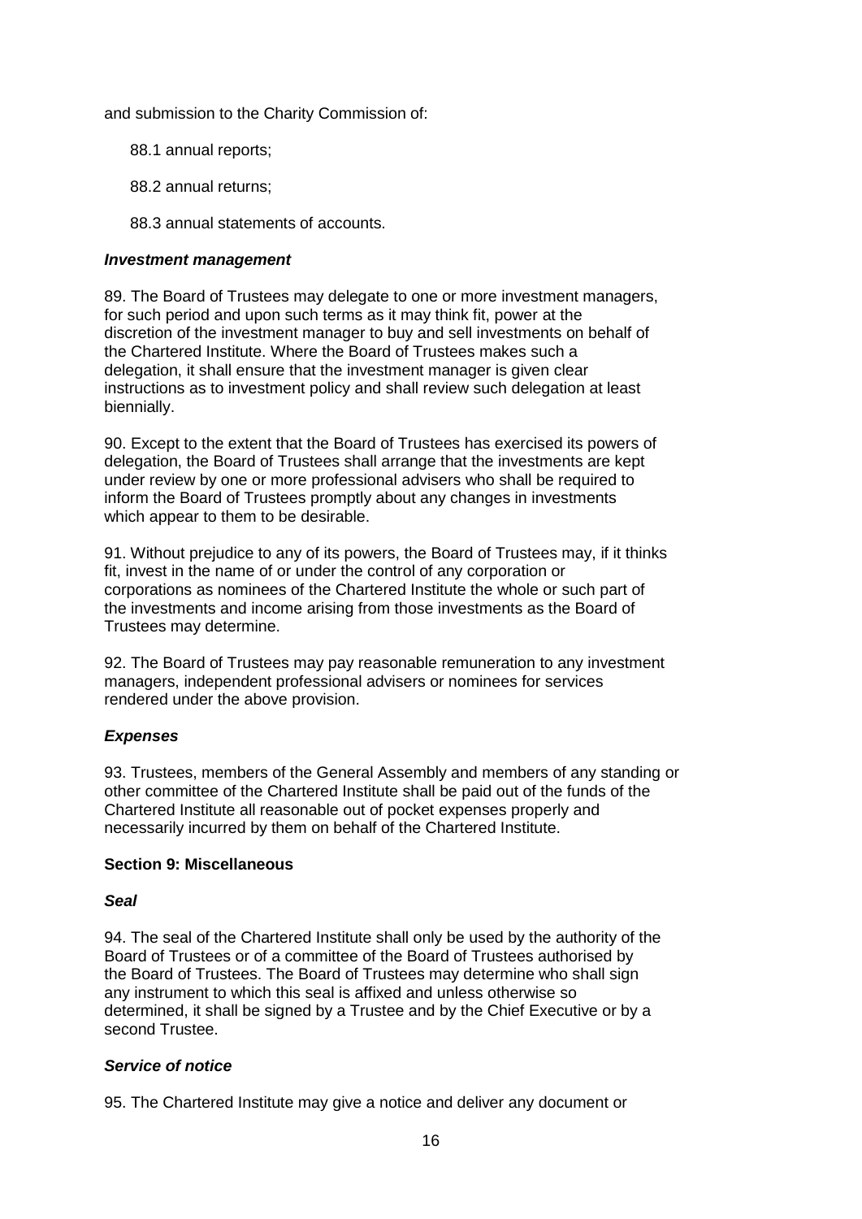and submission to the Charity Commission of:

88.1 annual reports;

88.2 annual returns;

88.3 annual statements of accounts.

### ***Investment management***

89. The Board of Trustees may delegate to one or more investment managers, for such period and upon such terms as it may think fit, power at the discretion of the investment manager to buy and sell investments on behalf of the Chartered Institute. Where the Board of Trustees makes such a delegation, it shall ensure that the investment manager is given clear instructions as to investment policy and shall review such delegation at least biennially.

90. Except to the extent that the Board of Trustees has exercised its powers of delegation, the Board of Trustees shall arrange that the investments are kept under review by one or more professional advisers who shall be required to inform the Board of Trustees promptly about any changes in investments which appear to them to be desirable.

91. Without prejudice to any of its powers, the Board of Trustees may, if it thinks fit, invest in the name of or under the control of any corporation or corporations as nominees of the Chartered Institute the whole or such part of the investments and income arising from those investments as the Board of Trustees may determine.

92. The Board of Trustees may pay reasonable remuneration to any investment managers, independent professional advisers or nominees for services rendered under the above provision.

### ***Expenses***

93. Trustees, members of the General Assembly and members of any standing or other committee of the Chartered Institute shall be paid out of the funds of the Chartered Institute all reasonable out of pocket expenses properly and necessarily incurred by them on behalf of the Chartered Institute.

## **Section 9: Miscellaneous**

### ***Seal***

94. The seal of the Chartered Institute shall only be used by the authority of the Board of Trustees or of a committee of the Board of Trustees authorised by the Board of Trustees. The Board of Trustees may determine who shall sign any instrument to which this seal is affixed and unless otherwise so determined, it shall be signed by a Trustee and by the Chief Executive or by a second Trustee.

### ***Service of notice***

95. The Chartered Institute may give a notice and deliver any document or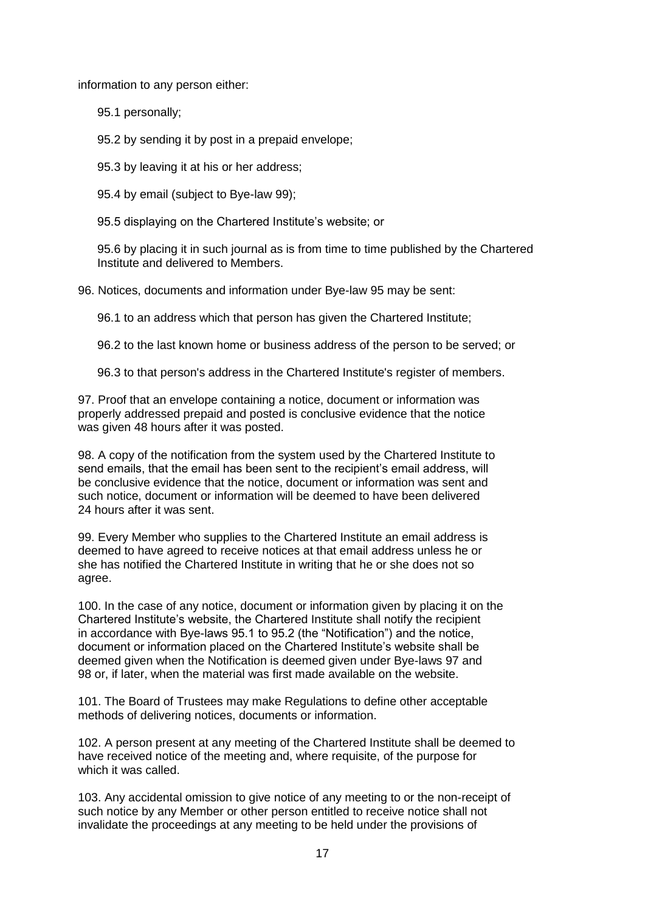information to any person either:

95.1 personally;

95.2 by sending it by post in a prepaid envelope;

95.3 by leaving it at his or her address;

95.4 by email (subject to Bye-law 99);

95.5 displaying on the Chartered Institute's website; or

95.6 by placing it in such journal as is from time to time published by the Chartered Institute and delivered to Members.

96. Notices, documents and information under Bye-law 95 may be sent:

96.1 to an address which that person has given the Chartered Institute;

96.2 to the last known home or business address of the person to be served; or

96.3 to that person's address in the Chartered Institute's register of members.

97. Proof that an envelope containing a notice, document or information was properly addressed prepaid and posted is conclusive evidence that the notice was given 48 hours after it was posted.

98. A copy of the notification from the system used by the Chartered Institute to send emails, that the email has been sent to the recipient's email address, will be conclusive evidence that the notice, document or information was sent and such notice, document or information will be deemed to have been delivered 24 hours after it was sent.

99. Every Member who supplies to the Chartered Institute an email address is deemed to have agreed to receive notices at that email address unless he or she has notified the Chartered Institute in writing that he or she does not so agree.

100. In the case of any notice, document or information given by placing it on the Chartered Institute's website, the Chartered Institute shall notify the recipient in accordance with Bye-laws 95.1 to 95.2 (the "Notification") and the notice, document or information placed on the Chartered Institute's website shall be deemed given when the Notification is deemed given under Bye-laws 97 and 98 or, if later, when the material was first made available on the website.

101. The Board of Trustees may make Regulations to define other acceptable methods of delivering notices, documents or information.

102. A person present at any meeting of the Chartered Institute shall be deemed to have received notice of the meeting and, where requisite, of the purpose for which it was called.

103. Any accidental omission to give notice of any meeting to or the non-receipt of such notice by any Member or other person entitled to receive notice shall not invalidate the proceedings at any meeting to be held under the provisions of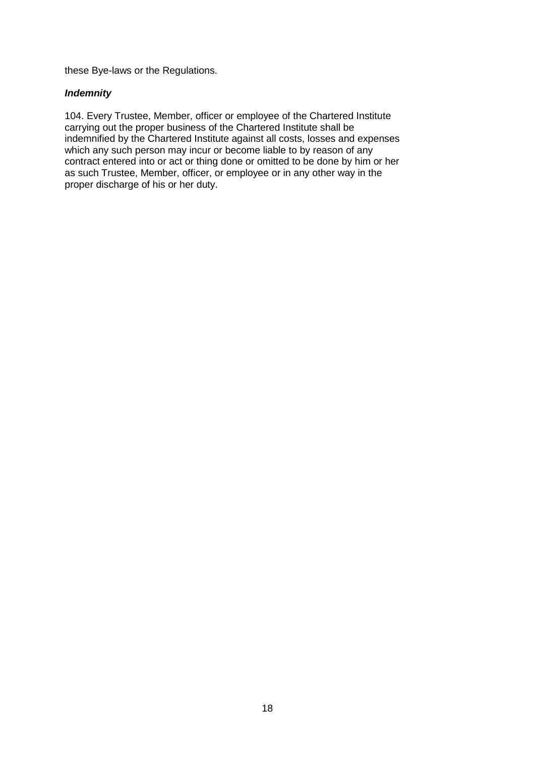these Bye-laws or the Regulations.

***Indemnity***

104. Every Trustee, Member, officer or employee of the Chartered Institute carrying out the proper business of the Chartered Institute shall be indemnified by the Chartered Institute against all costs, losses and expenses which any such person may incur or become liable to by reason of any contract entered into or act or thing done or omitted to be done by him or her as such Trustee, Member, officer, or employee or in any other way in the proper discharge of his or her duty.